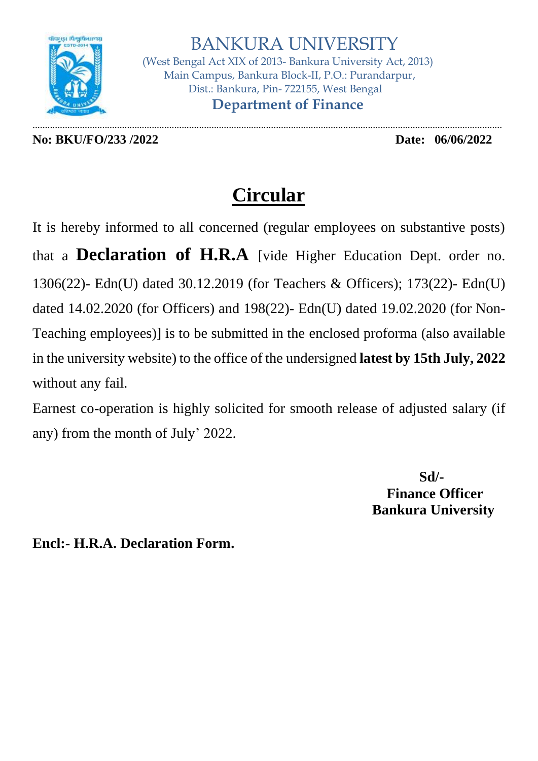# BANKURA UNIVERSITY

(West Bengal Act XIX of 2013- Bankura University Act, 2013)
Main Campus, Bankura Block-II, P.O.: Purandarpur,
Dist.: Bankura, Pin- 722155, West Bengal

**Department of Finance**

---

**No: BKU/FO/233 /2022** **Date: 06/06/2022**

## Circular

It is hereby informed to all concerned (regular employees on substantive posts) that a **Declaration of H.R.A** [vide Higher Education Dept. order no. 1306(22)- Edn(U) dated 30.12.2019 (for Teachers & Officers); 173(22)- Edn(U) dated 14.02.2020 (for Officers) and 198(22)- Edn(U) dated 19.02.2020 (for Non-Teaching employees)] is to be submitted in the enclosed proforma (also available in the university website) to the office of the undersigned **latest by 15th July, 2022** without any fail.

Earnest co-operation is highly solicited for smooth release of adjusted salary (if any) from the month of July' 2022.

**Sd/-**
**Finance Officer**
**Bankura University**

**Encl:- H.R.A. Declaration Form.**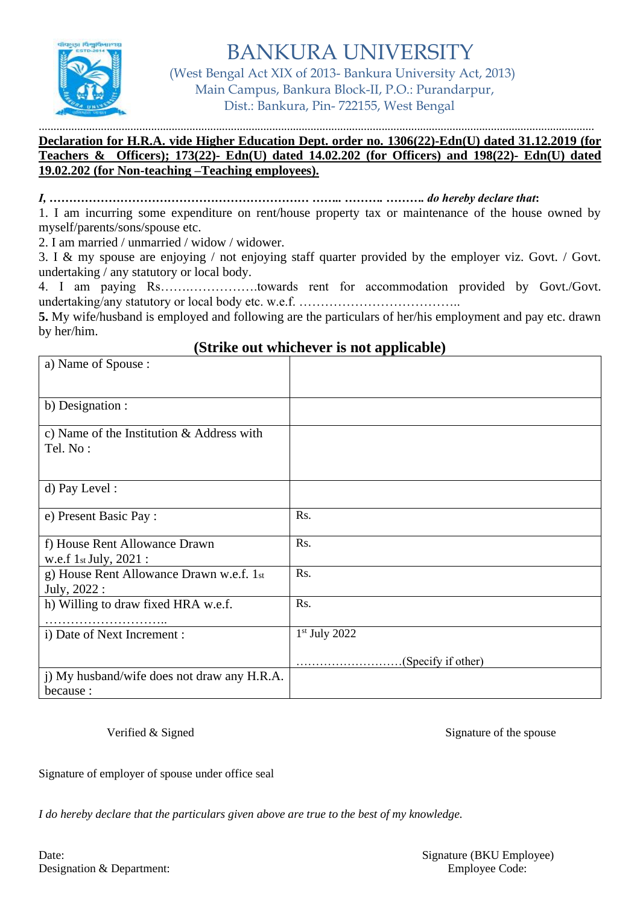# BANKURA UNIVERSITY

(West Bengal Act XIX of 2013- Bankura University Act, 2013)
Main Campus, Bankura Block-II, P.O.: Purandarpur,
Dist.: Bankura, Pin- 722155, West Bengal

**Declaration for H.R.A. vide Higher Education Dept. order no. 1306(22)-Edn(U) dated 31.12.2019 (for Teachers & Officers); 173(22)- Edn(U) dated 14.02.202 (for Officers) and 198(22)- Edn(U) dated 19.02.202 (for Non-teaching –Teaching employees).**

***I, ………………………………………………………… …….. ………. ………. do hereby declare that*:**

1. I am incurring some expenditure on rent/house property tax or maintenance of the house owned by myself/parents/sons/spouse etc.
2. I am married / unmarried / widow / widower.
3. I & my spouse are enjoying / not enjoying staff quarter provided by the employer viz. Govt. / Govt. undertaking / any statutory or local body.
4. I am paying Rs……..…………….towards rent for accommodation provided by Govt./Govt. undertaking/any statutory or local body etc. w.e.f. ………………………………..

**5.** My wife/husband is employed and following are the particulars of her/his employment and pay etc. drawn by her/him.

**(Strike out whichever is not applicable)**

| | |
|---|---|
| a) Name of Spouse : | |
| b) Designation : | |
| c) Name of the Institution & Address with Tel. No : | |
| d) Pay Level : | |
| e) Present Basic Pay : | Rs. |
| f) House Rent Allowance Drawn w.e.f 1st July, 2021 : | Rs. |
| g) House Rent Allowance Drawn w.e.f. 1st July, 2022 : | Rs. |
| h) Willing to draw fixed HRA w.e.f. ……………………….. | Rs. |
| i) Date of Next Increment : | 1st July 2022<br>……………………..(Specify if other) |
| j) My husband/wife does not draw any H.R.A. because : | |

Verified & Signed

Signature of the spouse

Signature of employer of spouse under office seal

*I do hereby declare that the particulars given above are true to the best of my knowledge.*

Date:
Designation & Department:

Signature (BKU Employee)
Employee Code: